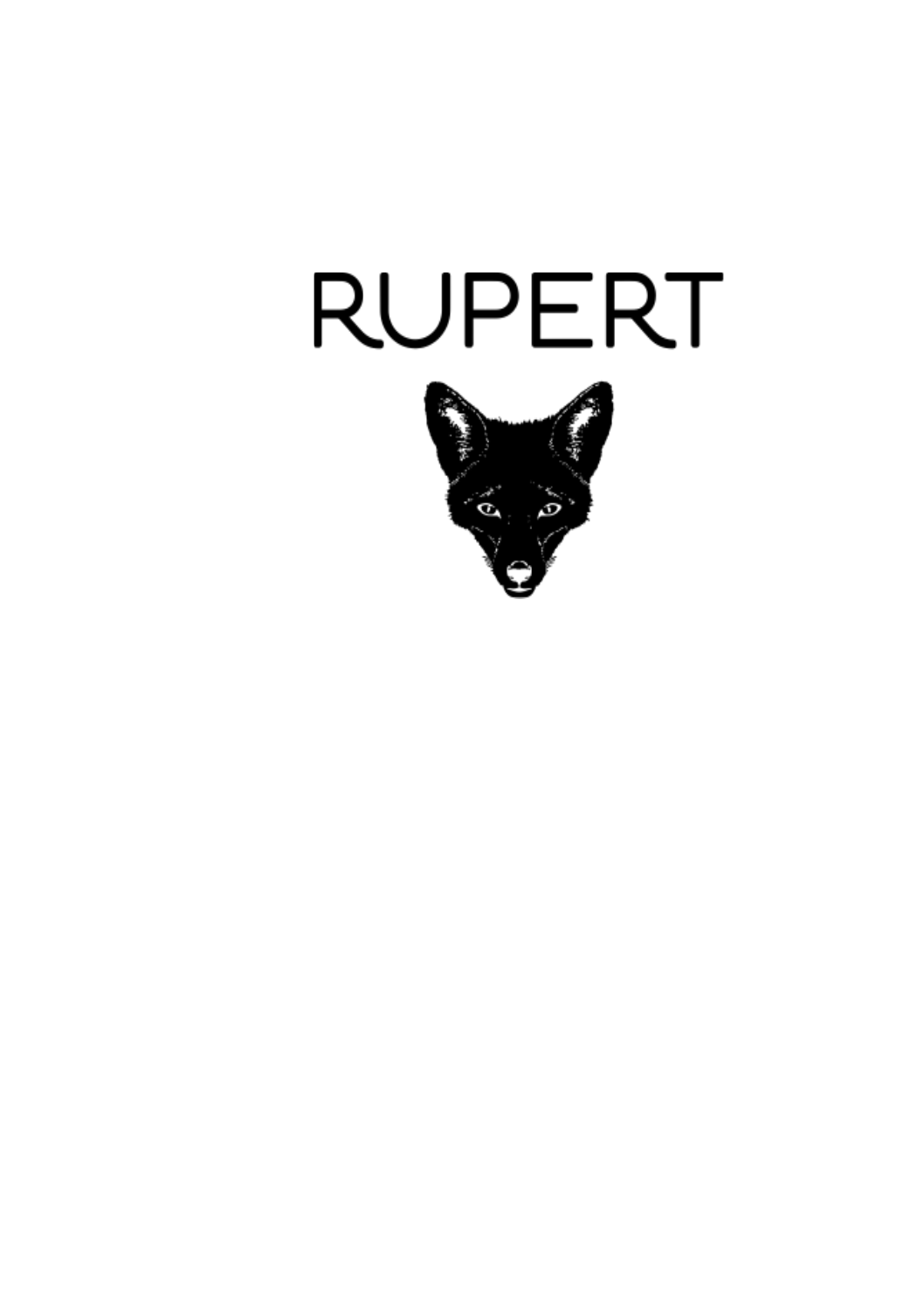# RUPERT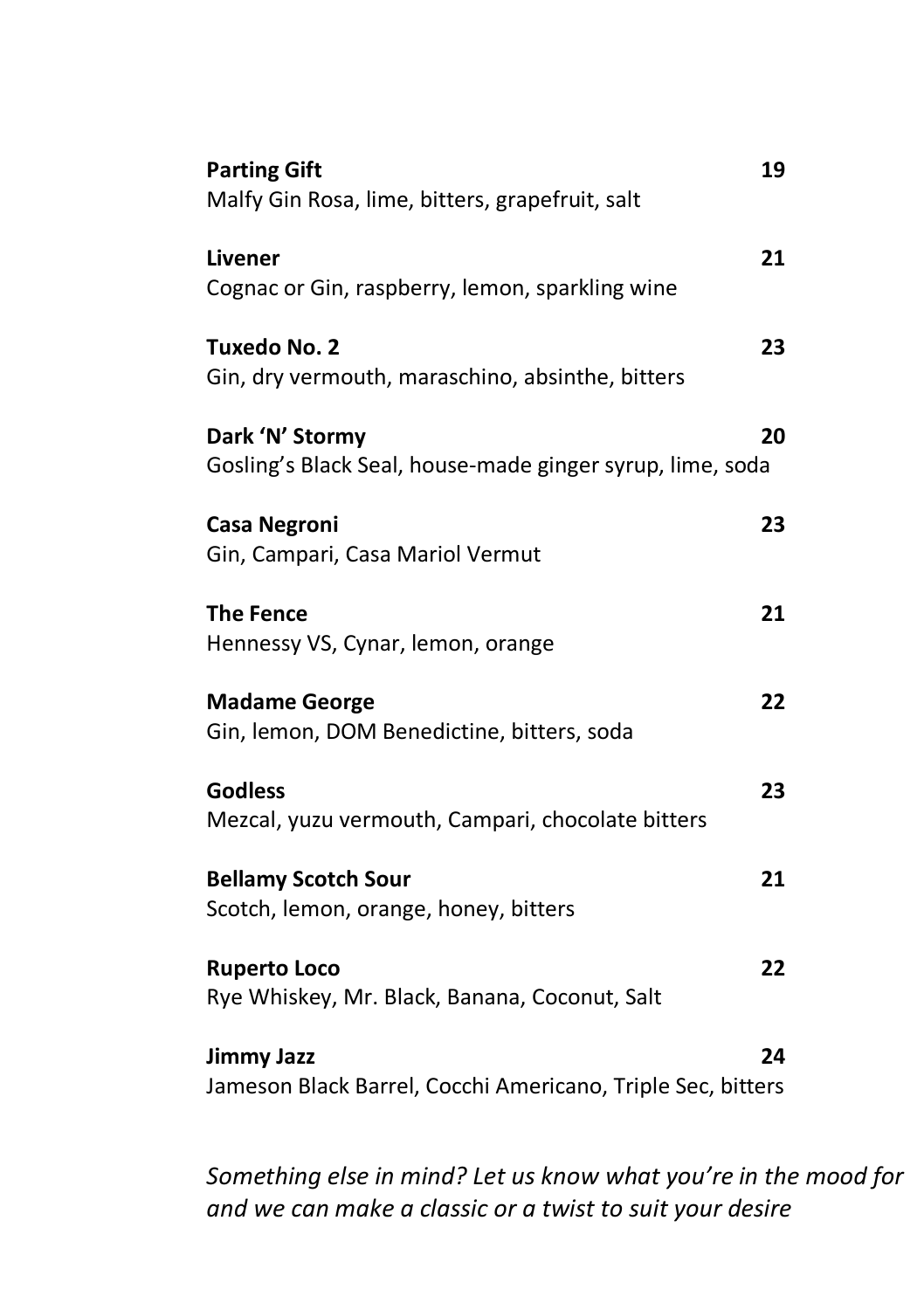**Parting Gift** 19
Malfy Gin Rosa, lime, bitters, grapefruit, salt

**Livener** 21
Cognac or Gin, raspberry, lemon, sparkling wine

**Tuxedo No. 2** 23
Gin, dry vermouth, maraschino, absinthe, bitters

**Dark 'N' Stormy** 20
Gosling's Black Seal, house-made ginger syrup, lime, soda

**Casa Negroni** 23
Gin, Campari, Casa Mariol Vermut

**The Fence** 21
Hennessy VS, Cynar, lemon, orange

**Madame George** 22
Gin, lemon, DOM Benedictine, bitters, soda

**Godless** 23
Mezcal, yuzu vermouth, Campari, chocolate bitters

**Bellamy Scotch Sour** 21
Scotch, lemon, orange, honey, bitters

**Ruperto Loco** 22
Rye Whiskey, Mr. Black, Banana, Coconut, Salt

**Jimmy Jazz** 24
Jameson Black Barrel, Cocchi Americano, Triple Sec, bitters

*Something else in mind? Let us know what you're in the mood for and we can make a classic or a twist to suit your desire*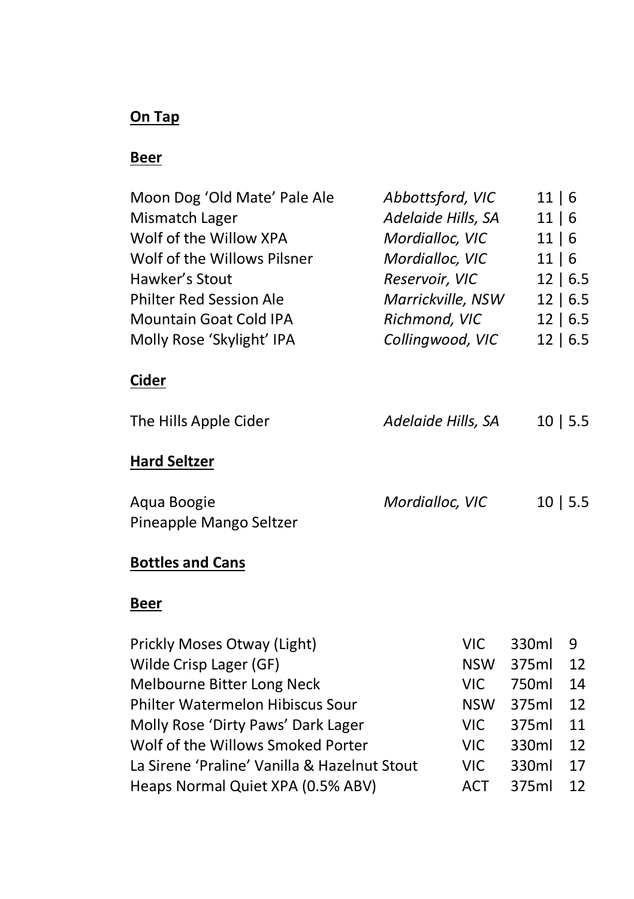**On Tap**

**Beer**

| | | |
|---|---|---|
| Moon Dog 'Old Mate' Pale Ale | *Abbottsford, VIC* | 11 \| 6 |
| Mismatch Lager | *Adelaide Hills, SA* | 11 \| 6 |
| Wolf of the Willow XPA | *Mordialloc, VIC* | 11 \| 6 |
| Wolf of the Willows Pilsner | *Mordialloc, VIC* | 11 \| 6 |
| Hawker's Stout | *Reservoir, VIC* | 12 \| 6.5 |
| Philter Red Session Ale | *Marrickville, NSW* | 12 \| 6.5 |
| Mountain Goat Cold IPA | *Richmond, VIC* | 12 \| 6.5 |
| Molly Rose 'Skylight' IPA | *Collingwood, VIC* | 12 \| 6.5 |

**Cider**

| | | |
|---|---|---|
| The Hills Apple Cider | *Adelaide Hills, SA* | 10 \| 5.5 |

**Hard Seltzer**

| | | |
|---|---|---|
| Aqua Boogie Pineapple Mango Seltzer | *Mordialloc, VIC* | 10 \| 5.5 |

**Bottles and Cans**

**Beer**

| | | | |
|---|---|---|---|
| Prickly Moses Otway (Light) | VIC | 330ml | 9 |
| Wilde Crisp Lager (GF) | NSW | 375ml | 12 |
| Melbourne Bitter Long Neck | VIC | 750ml | 14 |
| Philter Watermelon Hibiscus Sour | NSW | 375ml | 12 |
| Molly Rose 'Dirty Paws' Dark Lager | VIC | 375ml | 11 |
| Wolf of the Willows Smoked Porter | VIC | 330ml | 12 |
| La Sirene 'Praline' Vanilla & Hazelnut Stout | VIC | 330ml | 17 |
| Heaps Normal Quiet XPA (0.5% ABV) | ACT | 375ml | 12 |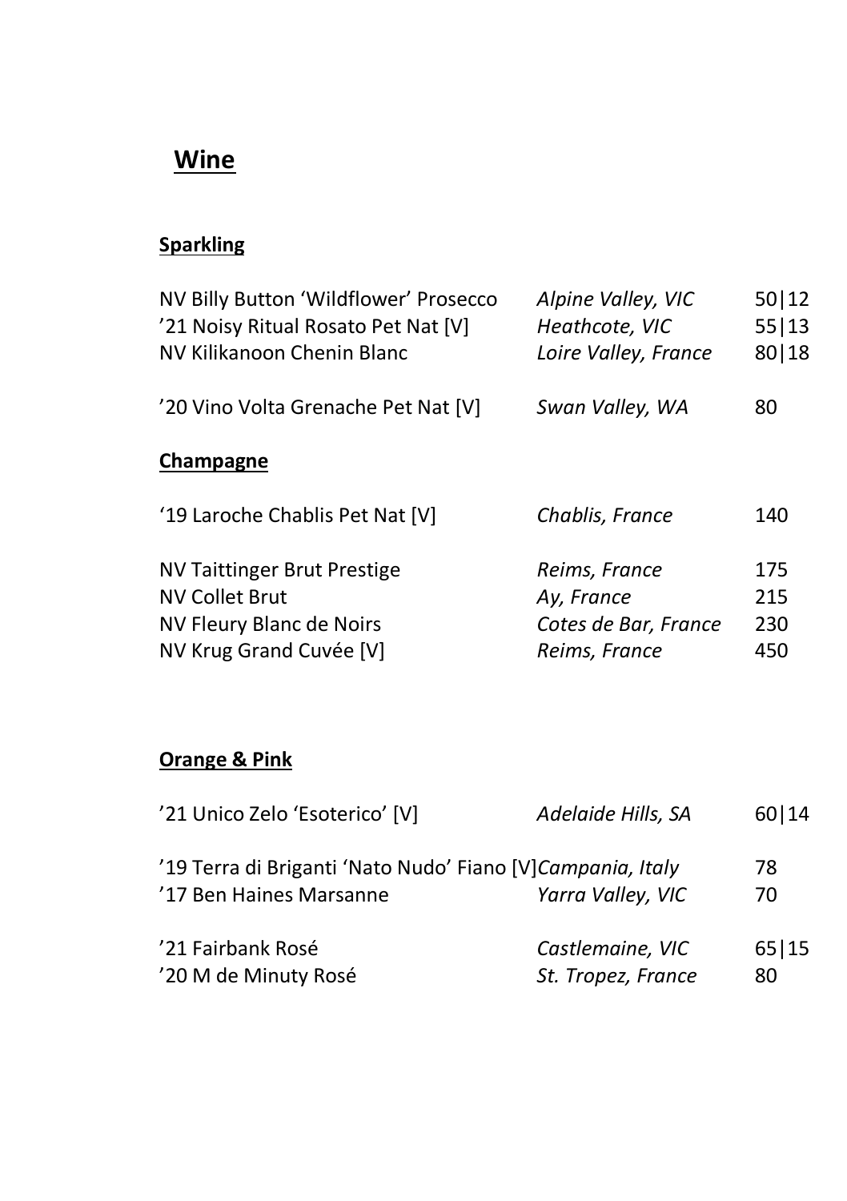# Wine

## Sparkling

| | | |
|---|---|---|
| NV Billy Button 'Wildflower' Prosecco | *Alpine Valley, VIC* | 50\|12 |
| '21 Noisy Ritual Rosato Pet Nat [V] | *Heathcote, VIC* | 55\|13 |
| NV Kilikanoon Chenin Blanc | *Loire Valley, France* | 80\|18 |
| '20 Vino Volta Grenache Pet Nat [V] | *Swan Valley, WA* | 80 |

## Champagne

| | | |
|---|---|---|
| '19 Laroche Chablis Pet Nat [V] | *Chablis, France* | 140 |
| NV Taittinger Brut Prestige | *Reims, France* | 175 |
| NV Collet Brut | *Ay, France* | 215 |
| NV Fleury Blanc de Noirs | *Cotes de Bar, France* | 230 |
| NV Krug Grand Cuvée [V] | *Reims, France* | 450 |

## Orange & Pink

| | | |
|---|---|---|
| '21 Unico Zelo 'Esoterico' [V] | *Adelaide Hills, SA* | 60\|14 |
| '19 Terra di Briganti 'Nato Nudo' Fiano [V] | *Campania, Italy* | 78 |
| '17 Ben Haines Marsanne | *Yarra Valley, VIC* | 70 |
| '21 Fairbank Rosé | *Castlemaine, VIC* | 65\|15 |
| '20 M de Minuty Rosé | *St. Tropez, France* | 80 |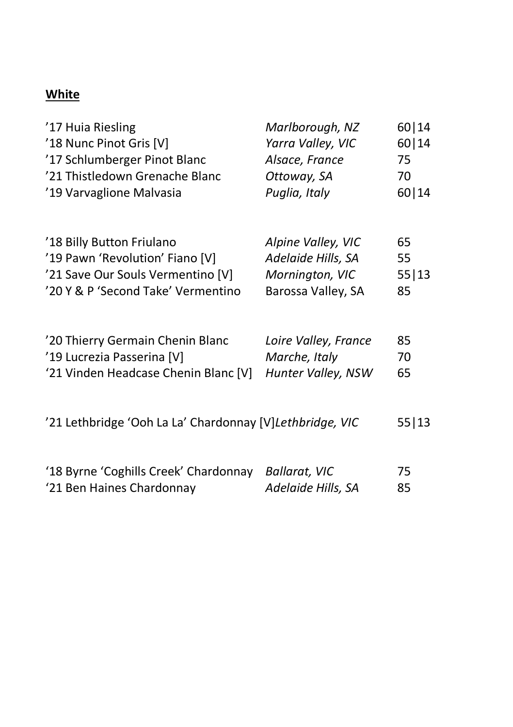**White**

| | | |
|---|---|---|
| '17 Huia Riesling | *Marlborough, NZ* | 60\|14 |
| '18 Nunc Pinot Gris [V] | *Yarra Valley, VIC* | 60\|14 |
| '17 Schlumberger Pinot Blanc | *Alsace, France* | 75 |
| '21 Thistledown Grenache Blanc | *Ottoway, SA* | 70 |
| '19 Varvaglione Malvasia | *Puglia, Italy* | 60\|14 |
| | | |
| '18 Billy Button Friulano | *Alpine Valley, VIC* | 65 |
| '19 Pawn 'Revolution' Fiano [V] | *Adelaide Hills, SA* | 55 |
| '21 Save Our Souls Vermentino [V] | *Mornington, VIC* | 55\|13 |
| '20 Y & P 'Second Take' Vermentino | Barossa Valley, SA | 85 |
| | | |
| '20 Thierry Germain Chenin Blanc | *Loire Valley, France* | 85 |
| '19 Lucrezia Passerina [V] | *Marche, Italy* | 70 |
| '21 Vinden Headcase Chenin Blanc [V] | *Hunter Valley, NSW* | 65 |
| | | |
| '21 Lethbridge 'Ooh La La' Chardonnay [V] | *Lethbridge, VIC* | 55\|13 |
| | | |
| '18 Byrne 'Coghills Creek' Chardonnay | *Ballarat, VIC* | 75 |
| '21 Ben Haines Chardonnay | *Adelaide Hills, SA* | 85 |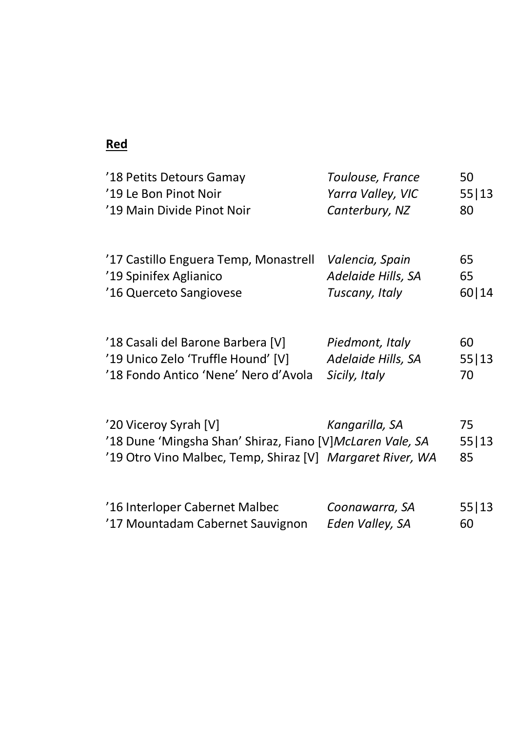## **Red**

| | | |
|---|---|---|
| ’18 Petits Detours Gamay | *Toulouse, France* | 50 |
| ’19 Le Bon Pinot Noir | *Yarra Valley, VIC* | 55\|13 |
| ’19 Main Divide Pinot Noir | *Canterbury, NZ* | 80 |
| | | |
| ’17 Castillo Enguera Temp, Monastrell | *Valencia, Spain* | 65 |
| ’19 Spinifex Aglianico | *Adelaide Hills, SA* | 65 |
| ’16 Querceto Sangiovese | *Tuscany, Italy* | 60\|14 |
| | | |
| ’18 Casali del Barone Barbera [V] | *Piedmont, Italy* | 60 |
| ’19 Unico Zelo ‘Truffle Hound’ [V] | *Adelaide Hills, SA* | 55\|13 |
| ’18 Fondo Antico ‘Nene’ Nero d’Avola | *Sicily, Italy* | 70 |
| | | |
| ’20 Viceroy Syrah [V] | *Kangarilla, SA* | 75 |
| ’18 Dune ‘Mingsha Shan’ Shiraz, Fiano [V] | *McLaren Vale, SA* | 55\|13 |
| ’19 Otro Vino Malbec, Temp, Shiraz [V] | *Margaret River, WA* | 85 |
| | | |
| ’16 Interloper Cabernet Malbec | *Coonawarra, SA* | 55\|13 |
| ’17 Mountadam Cabernet Sauvignon | *Eden Valley, SA* | 60 |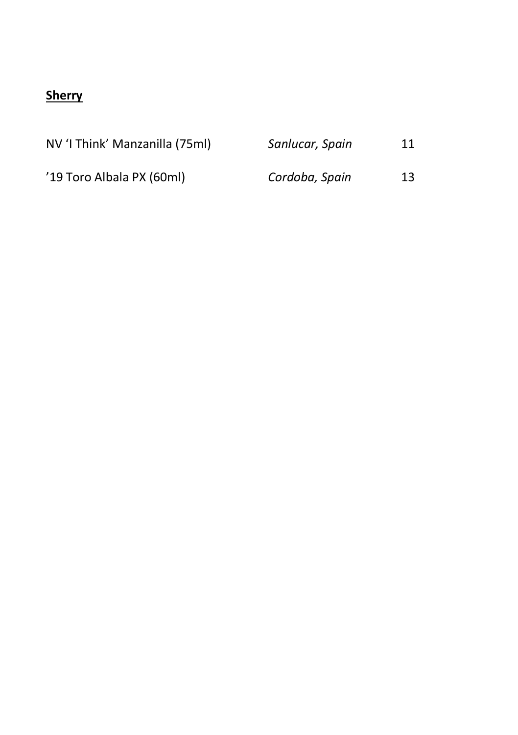**Sherry**

| | | |
|---|---|---|
| NV 'I Think' Manzanilla (75ml) | *Sanlucar, Spain* | 11 |
| '19 Toro Albala PX (60ml) | *Cordoba, Spain* | 13 |